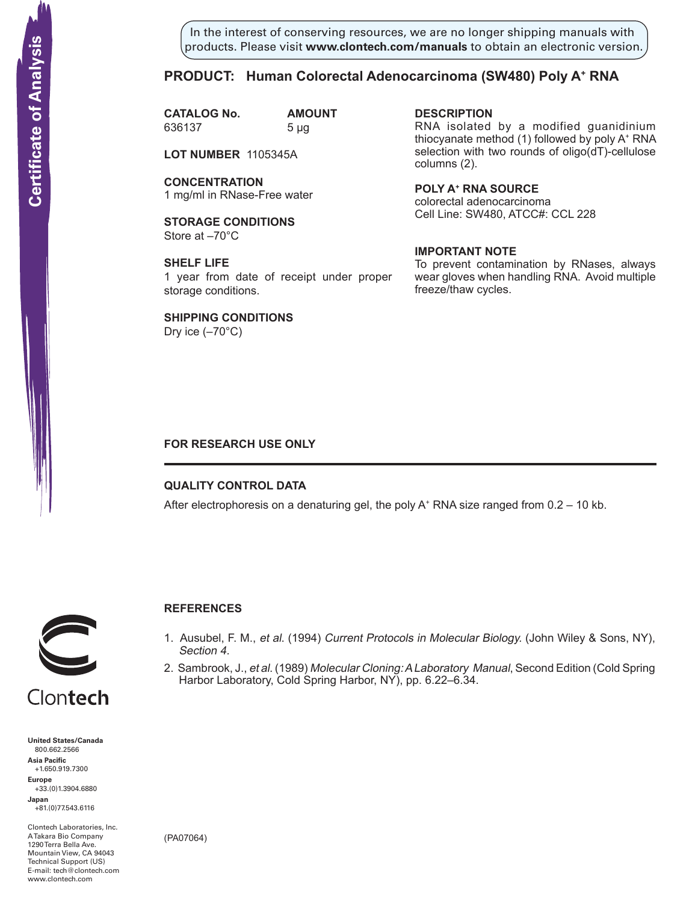Certificate of Analysis

In the interest of conserving resources, we are no longer shipping manuals with products. Please visit **www.clontech.com/manuals** to obtain an electronic version.

## PRODUCT: Human Colorectal Adenocarcinoma (SW480) Poly A+ RNA

**CATALOG No.**
636137

**AMOUNT**
5 µg

**LOT NUMBER** 1105345A

**CONCENTRATION**
1 mg/ml in RNase-Free water

**STORAGE CONDITIONS**
Store at –70°C

**SHELF LIFE**
1 year from date of receipt under proper storage conditions.

**SHIPPING CONDITIONS**
Dry ice (–70°C)

**DESCRIPTION**
RNA isolated by a modified guanidinium thiocyanate method (1) followed by poly A+ RNA selection with two rounds of oligo(dT)-cellulose columns (2).

**POLY A+ RNA SOURCE**
colorectal adenocarcinoma
Cell Line: SW480, ATCC#: CCL 228

**IMPORTANT NOTE**
To prevent contamination by RNases, always wear gloves when handling RNA. Avoid multiple freeze/thaw cycles.

**FOR RESEARCH USE ONLY**

---

### QUALITY CONTROL DATA

After electrophoresis on a denaturing gel, the poly A+ RNA size ranged from 0.2 – 10 kb.

### REFERENCES

1. Ausubel, F. M., *et al.* (1994) *Current Protocols in Molecular Biology.* (John Wiley & Sons, NY), *Section 4.*
2. Sambrook, J., *et al.* (1989) *Molecular Cloning: A Laboratory Manual*, Second Edition (Cold Spring Harbor Laboratory, Cold Spring Harbor, NY), pp. 6.22–6.34.

Clontech

**United States/Canada**
800.662.2566
**Asia Pacific**
+1.650.919.7300
**Europe**
+33.(0)1.3904.6880
**Japan**
+81.(0)77.543.6116

Clontech Laboratories, Inc.
A Takara Bio Company
1290 Terra Bella Ave.
Mountain View, CA 94043
Technical Support (US)
E-mail: tech@clontech.com
www.clontech.com

(PA07064)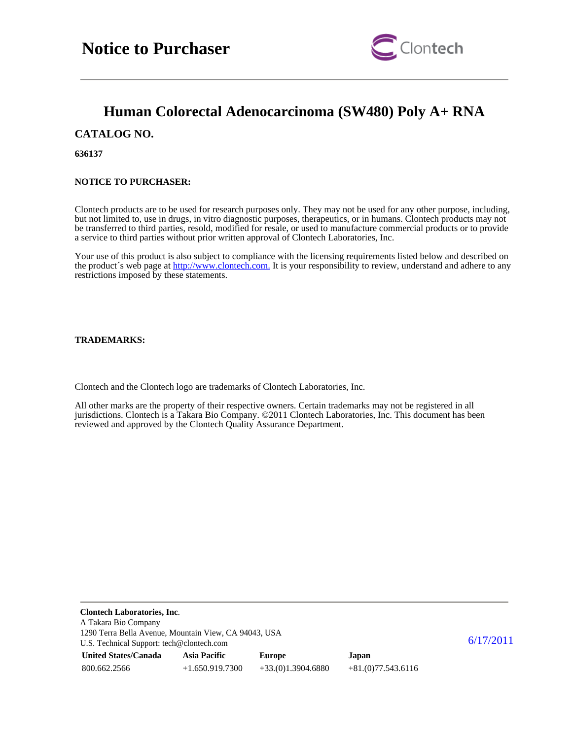# Notice to Purchaser

## Human Colorectal Adenocarcinoma (SW480) Poly A+ RNA

### CATALOG NO.

**636137**

**NOTICE TO PURCHASER:**

Clontech products are to be used for research purposes only. They may not be used for any other purpose, including, but not limited to, use in drugs, in vitro diagnostic purposes, therapeutics, or in humans. Clontech products may not be transferred to third parties, resold, modified for resale, or used to manufacture commercial products or to provide a service to third parties without prior written approval of Clontech Laboratories, Inc.

Your use of this product is also subject to compliance with the licensing requirements listed below and described on the product´s web page at http://www.clontech.com. It is your responsibility to review, understand and adhere to any restrictions imposed by these statements.

**TRADEMARKS:**

Clontech and the Clontech logo are trademarks of Clontech Laboratories, Inc.

All other marks are the property of their respective owners. Certain trademarks may not be registered in all jurisdictions. Clontech is a Takara Bio Company. ©2011 Clontech Laboratories, Inc. This document has been reviewed and approved by the Clontech Quality Assurance Department.

**Clontech Laboratories, Inc.**
A Takara Bio Company
1290 Terra Bella Avenue, Mountain View, CA 94043, USA
U.S. Technical Support: tech@clontech.com

| United States/Canada | Asia Pacific | Europe | Japan |
|---|---|---|---|
| 800.662.2566 | +1.650.919.7300 | +33.(0)1.3904.6880 | +81.(0)77.543.6116 |

6/17/2011